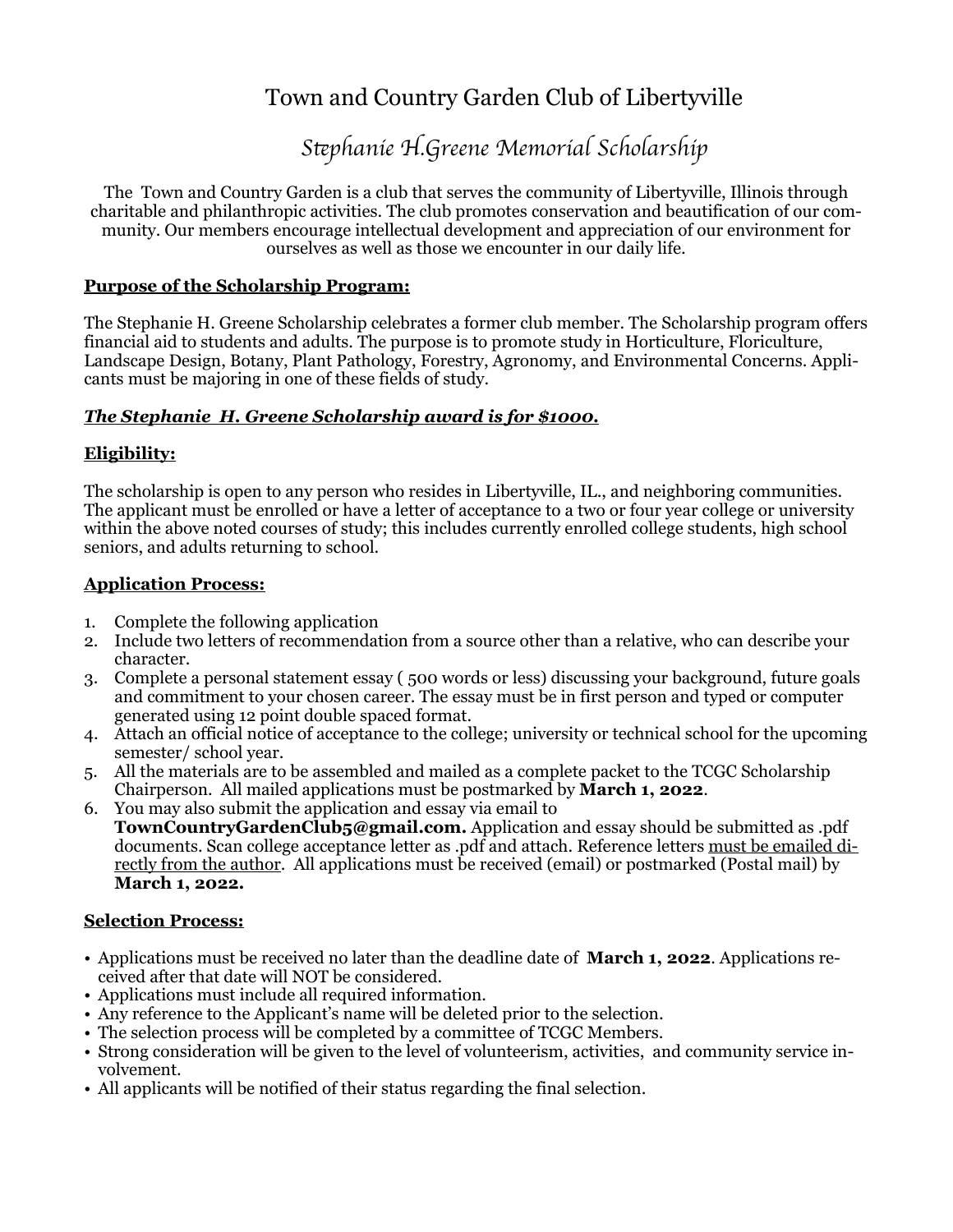# Town and Country Garden Club of Libertyville

## *Stephanie H.Greene Memorial Scholarship*

The Town and Country Garden is a club that serves the community of Libertyville, Illinois through charitable and philanthropic activities. The club promotes conservation and beautification of our community. Our members encourage intellectual development and appreciation of our environment for ourselves as well as those we encounter in our daily life.

### Purpose of the Scholarship Program:

The Stephanie H. Greene Scholarship celebrates a former club member. The Scholarship program offers financial aid to students and adults. The purpose is to promote study in Horticulture, Floriculture, Landscape Design, Botany, Plant Pathology, Forestry, Agronomy, and Environmental Concerns. Applicants must be majoring in one of these fields of study.

***The Stephanie H. Greene Scholarship award is for $1000.***

### Eligibility:

The scholarship is open to any person who resides in Libertyville, IL., and neighboring communities. The applicant must be enrolled or have a letter of acceptance to a two or four year college or university within the above noted courses of study; this includes currently enrolled college students, high school seniors, and adults returning to school.

### Application Process:

1. Complete the following application
2. Include two letters of recommendation from a source other than a relative, who can describe your character.
3. Complete a personal statement essay ( 500 words or less) discussing your background, future goals and commitment to your chosen career. The essay must be in first person and typed or computer generated using 12 point double spaced format.
4. Attach an official notice of acceptance to the college; university or technical school for the upcoming semester/ school year.
5. All the materials are to be assembled and mailed as a complete packet to the TCGC Scholarship Chairperson. All mailed applications must be postmarked by **March 1, 2022**.
6. You may also submit the application and essay via email to **TownCountryGardenClub5@gmail.com.** Application and essay should be submitted as .pdf documents. Scan college acceptance letter as .pdf and attach. Reference letters must be emailed directly from the author. All applications must be received (email) or postmarked (Postal mail) by **March 1, 2022.**

### Selection Process:

- Applications must be received no later than the deadline date of **March 1, 2022**. Applications received after that date will NOT be considered.
- Applications must include all required information.
- Any reference to the Applicant's name will be deleted prior to the selection.
- The selection process will be completed by a committee of TCGC Members.
- Strong consideration will be given to the level of volunteerism, activities, and community service involvement.
- All applicants will be notified of their status regarding the final selection.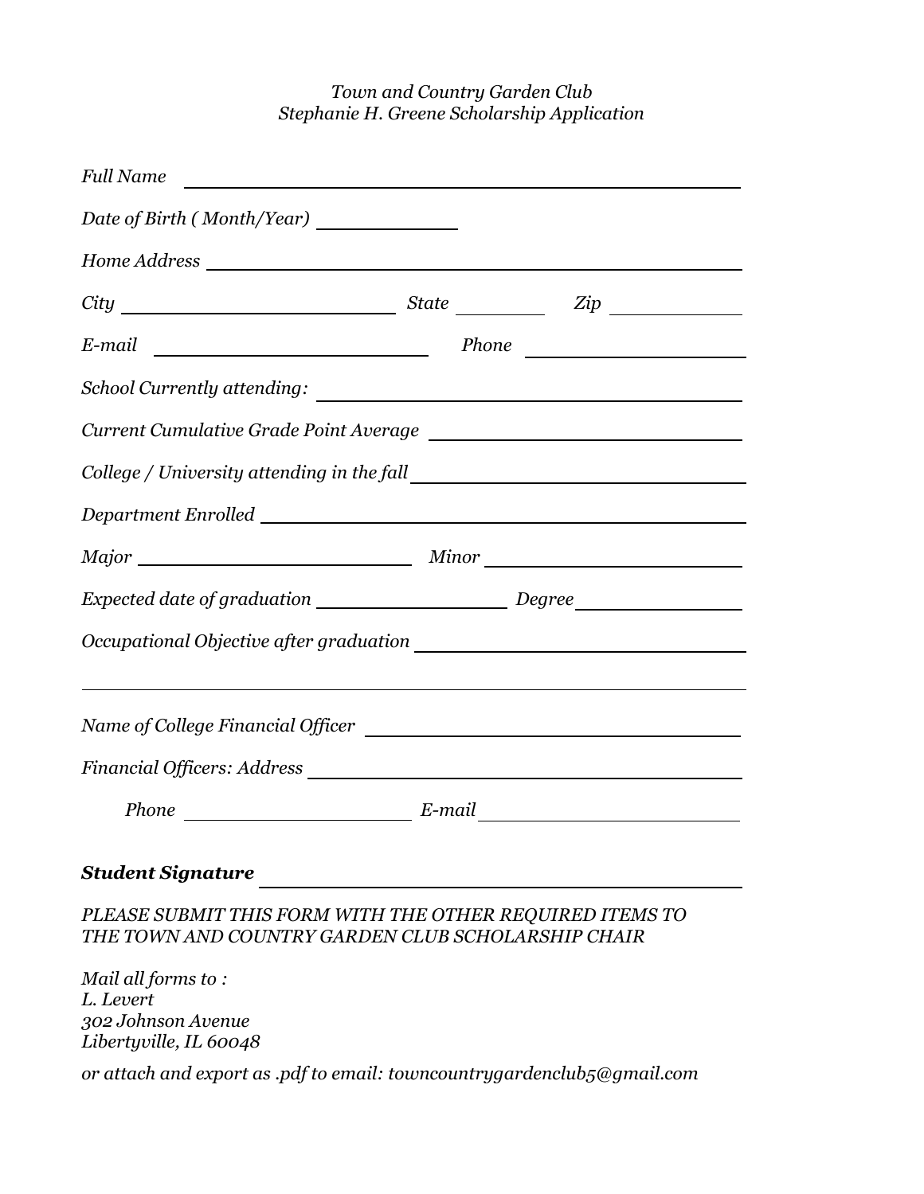*Town and Country Garden Club*
*Stephanie H. Greene Scholarship Application*

*Full Name* ______________________________________________

*Date of Birth ( Month/Year)* ____________

*Home Address* ______________________________________________

*City* ______________________ *State* ________ *Zip* ____________

*E-mail* ______________________ *Phone* ____________________

*School Currently attending:* ______________________________________

*Current Cumulative Grade Point Average* ____________________________

*College / University attending in the fall* ____________________________

*Department Enrolled* ______________________________________________

*Major* ______________________ *Minor* ______________________

*Expected date of graduation* ________________ *Degree* ______________

*Occupational Objective after graduation* ____________________________

______________________________________________________________

*Name of College Financial Officer* ____________________________________

*Financial Officers: Address* ________________________________________

*Phone* ____________________ *E-mail* ______________________

***Student Signature*** ______________________________________________

*PLEASE SUBMIT THIS FORM WITH THE OTHER REQUIRED ITEMS TO THE TOWN AND COUNTRY GARDEN CLUB SCHOLARSHIP CHAIR*

*Mail all forms to :*
*L. Levert*
*302 Johnson Avenue*
*Libertyville, IL 60048*

*or attach and export as .pdf to email: towncountrygardenclub5@gmail.com*